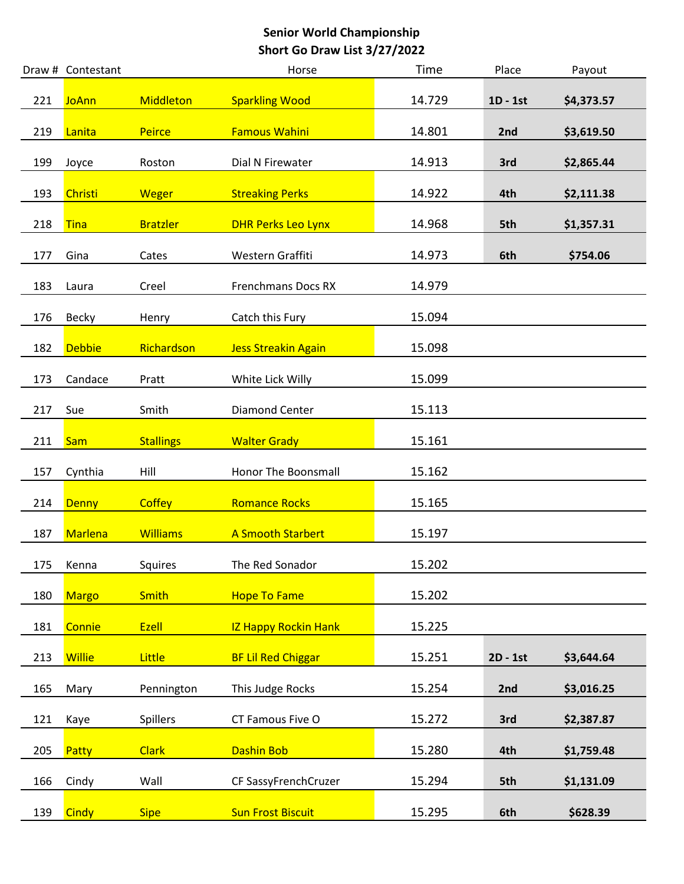# Senior World Championship
## Short Go Draw List 3/27/2022

| Draw # | Contestant | | Horse | Time | Place | Payout |
|---|---|---|---|---|---|---|
| 221 | JoAnn | Middleton | Sparkling Wood | 14.729 | **1D - 1st** | **$4,373.57** |
| 219 | Lanita | Peirce | Famous Wahini | 14.801 | **2nd** | **$3,619.50** |
| 199 | Joyce | Roston | Dial N Firewater | 14.913 | **3rd** | **$2,865.44** |
| 193 | Christi | Weger | Streaking Perks | 14.922 | **4th** | **$2,111.38** |
| 218 | Tina | Bratzler | DHR Perks Leo Lynx | 14.968 | **5th** | **$1,357.31** |
| 177 | Gina | Cates | Western Graffiti | 14.973 | **6th** | **$754.06** |
| 183 | Laura | Creel | Frenchmans Docs RX | 14.979 | | |
| 176 | Becky | Henry | Catch this Fury | 15.094 | | |
| 182 | Debbie | Richardson | Jess Streakin Again | 15.098 | | |
| 173 | Candace | Pratt | White Lick Willy | 15.099 | | |
| 217 | Sue | Smith | Diamond Center | 15.113 | | |
| 211 | Sam | Stallings | Walter Grady | 15.161 | | |
| 157 | Cynthia | Hill | Honor The Boonsmall | 15.162 | | |
| 214 | Denny | Coffey | Romance Rocks | 15.165 | | |
| 187 | Marlena | Williams | A Smooth Starbert | 15.197 | | |
| 175 | Kenna | Squires | The Red Sonador | 15.202 | | |
| 180 | Margo | Smith | Hope To Fame | 15.202 | | |
| 181 | Connie | Ezell | IZ Happy Rockin Hank | 15.225 | | |
| 213 | Willie | Little | BF Lil Red Chiggar | 15.251 | **2D - 1st** | **$3,644.64** |
| 165 | Mary | Pennington | This Judge Rocks | 15.254 | **2nd** | **$3,016.25** |
| 121 | Kaye | Spillers | CT Famous Five O | 15.272 | **3rd** | **$2,387.87** |
| 205 | Patty | Clark | Dashin Bob | 15.280 | **4th** | **$1,759.48** |
| 166 | Cindy | Wall | CF SassyFrenchCruzer | 15.294 | **5th** | **$1,131.09** |
| 139 | Cindy | Sipe | Sun Frost Biscuit | 15.295 | **6th** | **$628.39** |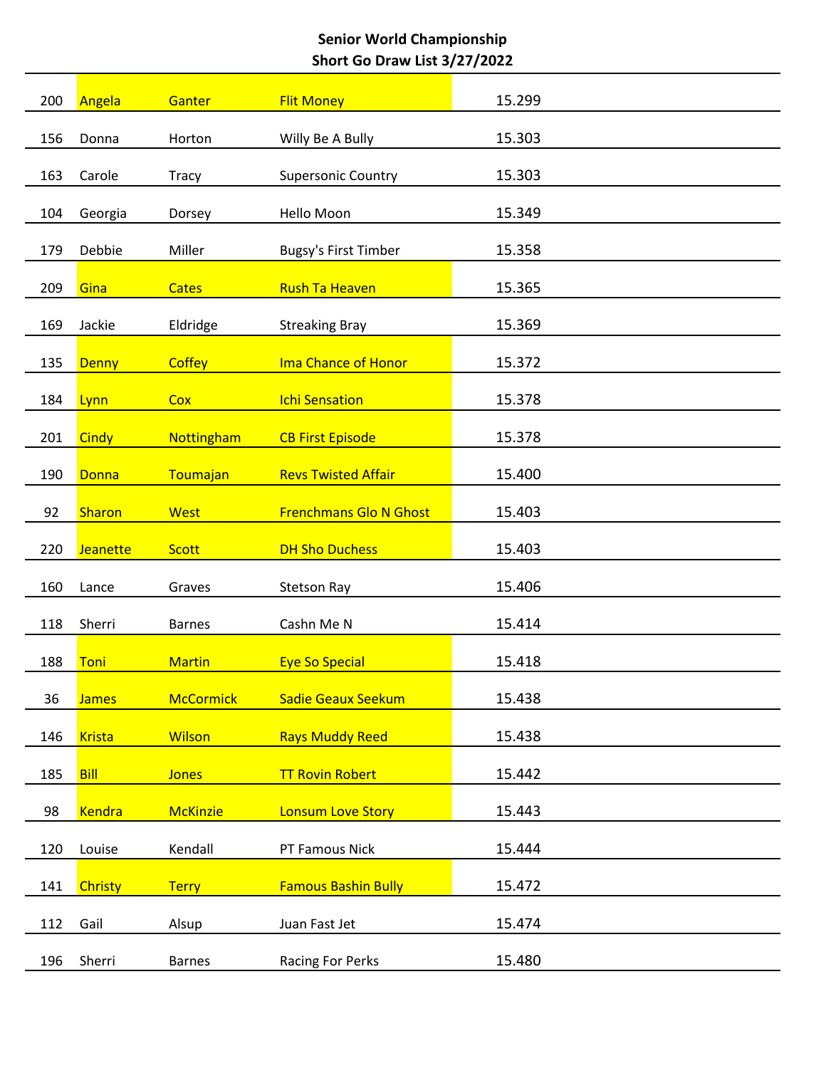**Senior World Championship**
**Short Go Draw List 3/27/2022**

| | | | | |
|---|---|---|---|---|
| 200 | Angela | Ganter | Flit Money | 15.299 |
| 156 | Donna | Horton | Willy Be A Bully | 15.303 |
| 163 | Carole | Tracy | Supersonic Country | 15.303 |
| 104 | Georgia | Dorsey | Hello Moon | 15.349 |
| 179 | Debbie | Miller | Bugsy's First Timber | 15.358 |
| 209 | Gina | Cates | Rush Ta Heaven | 15.365 |
| 169 | Jackie | Eldridge | Streaking Bray | 15.369 |
| 135 | Denny | Coffey | Ima Chance of Honor | 15.372 |
| 184 | Lynn | Cox | Ichi Sensation | 15.378 |
| 201 | Cindy | Nottingham | CB First Episode | 15.378 |
| 190 | Donna | Toumajan | Revs Twisted Affair | 15.400 |
| 92 | Sharon | West | Frenchmans Glo N Ghost | 15.403 |
| 220 | Jeanette | Scott | DH Sho Duchess | 15.403 |
| 160 | Lance | Graves | Stetson Ray | 15.406 |
| 118 | Sherri | Barnes | Cashn Me N | 15.414 |
| 188 | Toni | Martin | Eye So Special | 15.418 |
| 36 | James | McCormick | Sadie Geaux Seekum | 15.438 |
| 146 | Krista | Wilson | Rays Muddy Reed | 15.438 |
| 185 | Bill | Jones | TT Rovin Robert | 15.442 |
| 98 | Kendra | McKinzie | Lonsum Love Story | 15.443 |
| 120 | Louise | Kendall | PT Famous Nick | 15.444 |
| 141 | Christy | Terry | Famous Bashin Bully | 15.472 |
| 112 | Gail | Alsup | Juan Fast Jet | 15.474 |
| 196 | Sherri | Barnes | Racing For Perks | 15.480 |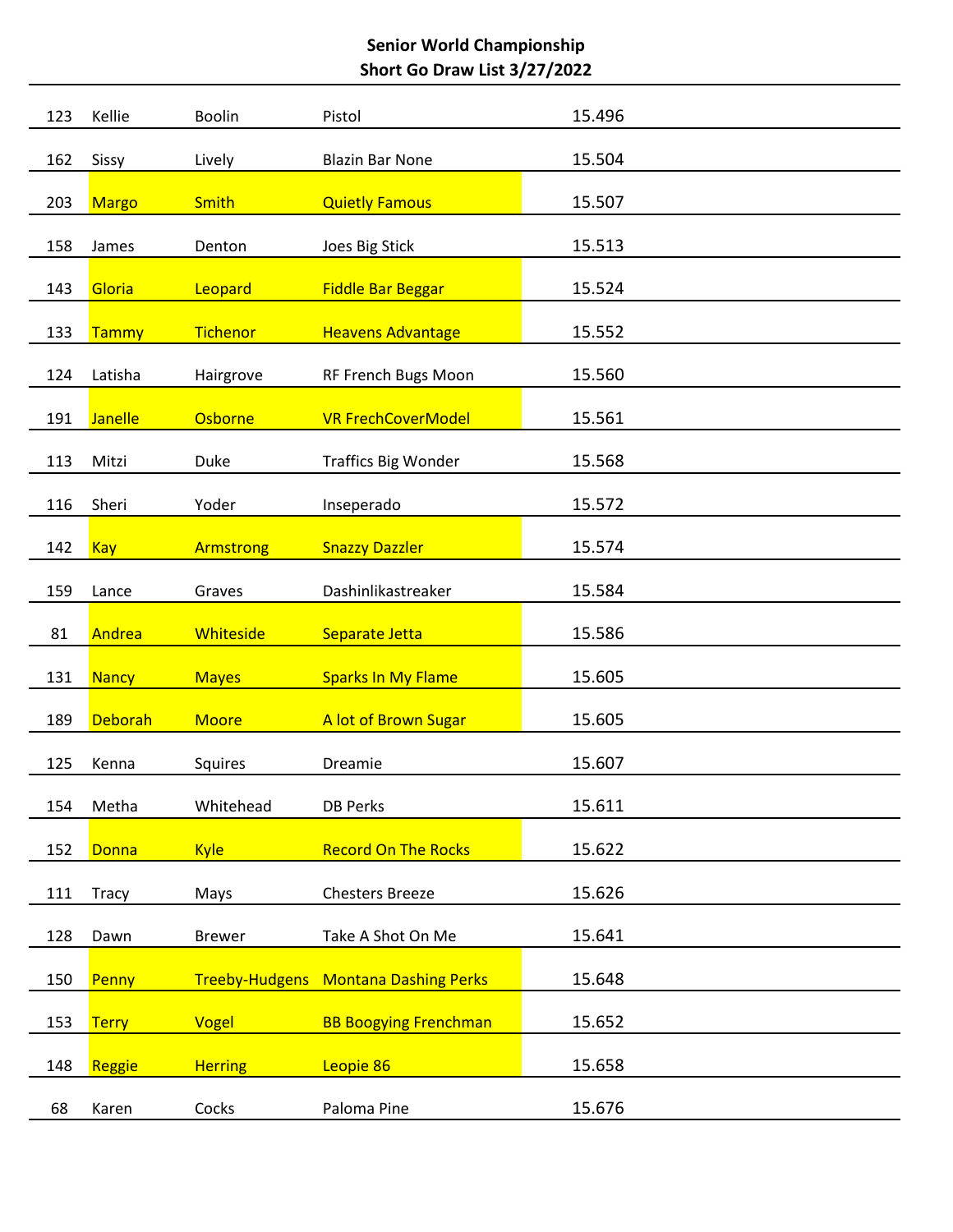**Senior World Championship**
**Short Go Draw List 3/27/2022**

| | | | | |
|---|---|---|---|---|
| 123 | Kellie | Boolin | Pistol | 15.496 |
| 162 | Sissy | Lively | Blazin Bar None | 15.504 |
| 203 | Margo | Smith | Quietly Famous | 15.507 |
| 158 | James | Denton | Joes Big Stick | 15.513 |
| 143 | Gloria | Leopard | Fiddle Bar Beggar | 15.524 |
| 133 | Tammy | Tichenor | Heavens Advantage | 15.552 |
| 124 | Latisha | Hairgrove | RF French Bugs Moon | 15.560 |
| 191 | Janelle | Osborne | VR FrechCoverModel | 15.561 |
| 113 | Mitzi | Duke | Traffics Big Wonder | 15.568 |
| 116 | Sheri | Yoder | Inseperado | 15.572 |
| 142 | Kay | Armstrong | Snazzy Dazzler | 15.574 |
| 159 | Lance | Graves | Dashinlikastreaker | 15.584 |
| 81 | Andrea | Whiteside | Separate Jetta | 15.586 |
| 131 | Nancy | Mayes | Sparks In My Flame | 15.605 |
| 189 | Deborah | Moore | A lot of Brown Sugar | 15.605 |
| 125 | Kenna | Squires | Dreamie | 15.607 |
| 154 | Metha | Whitehead | DB Perks | 15.611 |
| 152 | Donna | Kyle | Record On The Rocks | 15.622 |
| 111 | Tracy | Mays | Chesters Breeze | 15.626 |
| 128 | Dawn | Brewer | Take A Shot On Me | 15.641 |
| 150 | Penny | Treeby-Hudgens | Montana Dashing Perks | 15.648 |
| 153 | Terry | Vogel | BB Boogying Frenchman | 15.652 |
| 148 | Reggie | Herring | Leopie 86 | 15.658 |
| 68 | Karen | Cocks | Paloma Pine | 15.676 |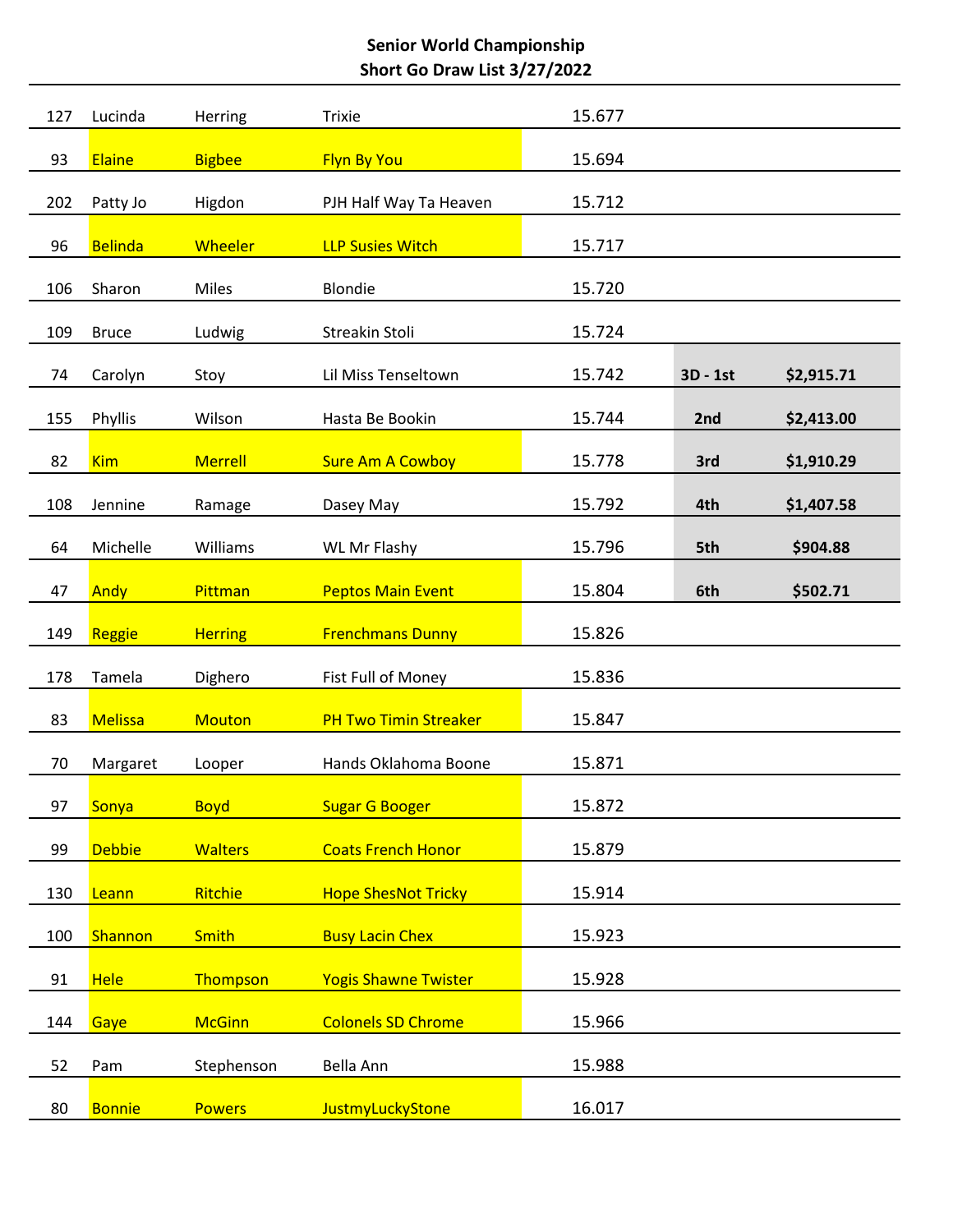**Senior World Championship**
**Short Go Draw List 3/27/2022**

| | | | | | | |
|---|---|---|---|---|---|---|
| 127 | Lucinda | Herring | Trixie | 15.677 | | |
| 93 | Elaine | Bigbee | Flyn By You | 15.694 | | |
| 202 | Patty Jo | Higdon | PJH Half Way Ta Heaven | 15.712 | | |
| 96 | Belinda | Wheeler | LLP Susies Witch | 15.717 | | |
| 106 | Sharon | Miles | Blondie | 15.720 | | |
| 109 | Bruce | Ludwig | Streakin Stoli | 15.724 | | |
| 74 | Carolyn | Stoy | Lil Miss Tenseltown | 15.742 | **3D - 1st** | **$2,915.71** |
| 155 | Phyllis | Wilson | Hasta Be Bookin | 15.744 | **2nd** | **$2,413.00** |
| 82 | Kim | Merrell | Sure Am A Cowboy | 15.778 | **3rd** | **$1,910.29** |
| 108 | Jennine | Ramage | Dasey May | 15.792 | **4th** | **$1,407.58** |
| 64 | Michelle | Williams | WL Mr Flashy | 15.796 | **5th** | **$904.88** |
| 47 | Andy | Pittman | Peptos Main Event | 15.804 | **6th** | **$502.71** |
| 149 | Reggie | Herring | Frenchmans Dunny | 15.826 | | |
| 178 | Tamela | Dighero | Fist Full of Money | 15.836 | | |
| 83 | Melissa | Mouton | PH Two Timin Streaker | 15.847 | | |
| 70 | Margaret | Looper | Hands Oklahoma Boone | 15.871 | | |
| 97 | Sonya | Boyd | Sugar G Booger | 15.872 | | |
| 99 | Debbie | Walters | Coats French Honor | 15.879 | | |
| 130 | Leann | Ritchie | Hope ShesNot Tricky | 15.914 | | |
| 100 | Shannon | Smith | Busy Lacin Chex | 15.923 | | |
| 91 | Hele | Thompson | Yogis Shawne Twister | 15.928 | | |
| 144 | Gaye | McGinn | Colonels SD Chrome | 15.966 | | |
| 52 | Pam | Stephenson | Bella Ann | 15.988 | | |
| 80 | Bonnie | Powers | JustmyLuckyStone | 16.017 | | |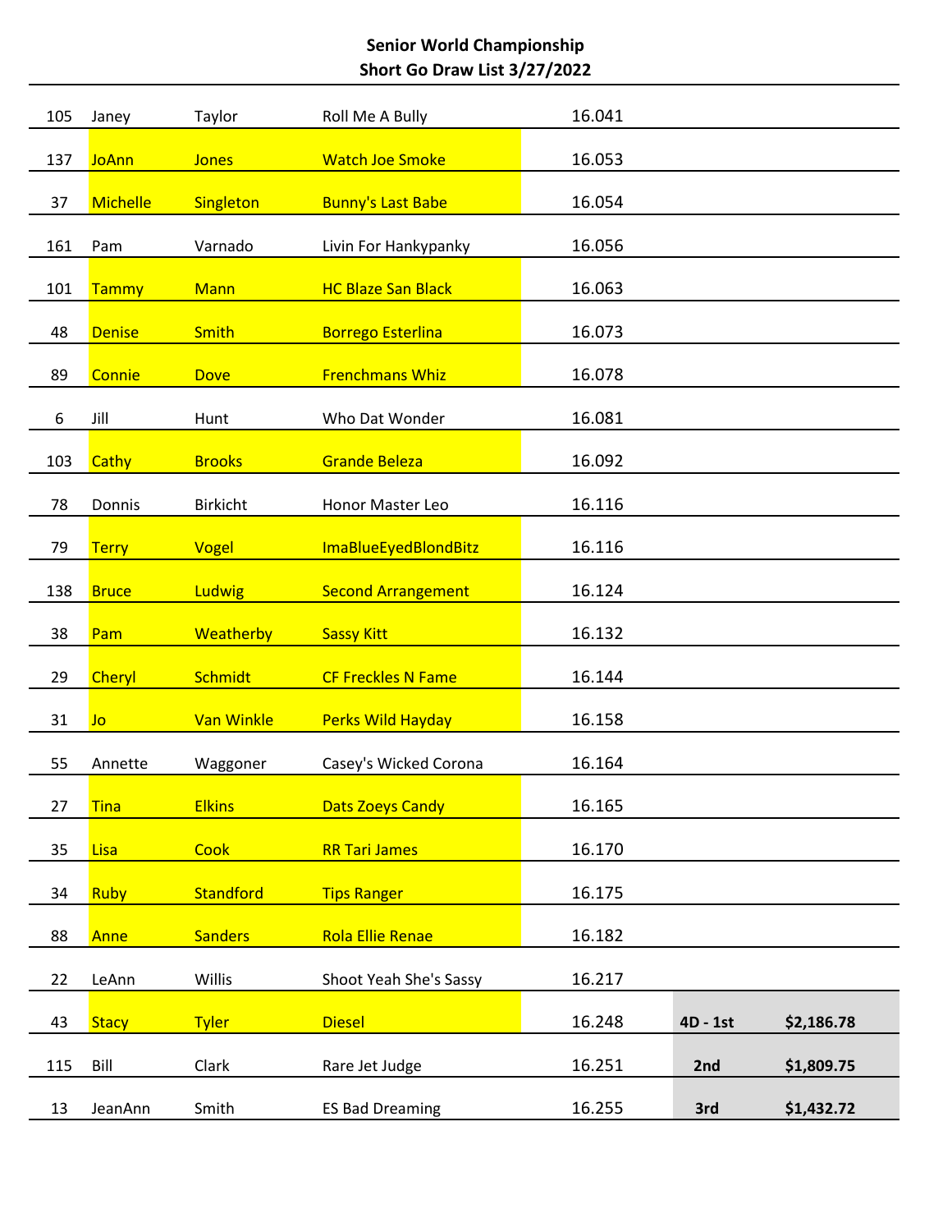**Senior World Championship**
**Short Go Draw List 3/27/2022**

| | | | | | | |
|---|---|---|---|---|---|---|
| 105 | Janey | Taylor | Roll Me A Bully | 16.041 | | |
| 137 | JoAnn | Jones | Watch Joe Smoke | 16.053 | | |
| 37 | Michelle | Singleton | Bunny's Last Babe | 16.054 | | |
| 161 | Pam | Varnado | Livin For Hankypanky | 16.056 | | |
| 101 | Tammy | Mann | HC Blaze San Black | 16.063 | | |
| 48 | Denise | Smith | Borrego Esterlina | 16.073 | | |
| 89 | Connie | Dove | Frenchmans Whiz | 16.078 | | |
| 6 | Jill | Hunt | Who Dat Wonder | 16.081 | | |
| 103 | Cathy | Brooks | Grande Beleza | 16.092 | | |
| 78 | Donnis | Birkicht | Honor Master Leo | 16.116 | | |
| 79 | Terry | Vogel | ImaBlueEyedBlondBitz | 16.116 | | |
| 138 | Bruce | Ludwig | Second Arrangement | 16.124 | | |
| 38 | Pam | Weatherby | Sassy Kitt | 16.132 | | |
| 29 | Cheryl | Schmidt | CF Freckles N Fame | 16.144 | | |
| 31 | Jo | Van Winkle | Perks Wild Hayday | 16.158 | | |
| 55 | Annette | Waggoner | Casey's Wicked Corona | 16.164 | | |
| 27 | Tina | Elkins | Dats Zoeys Candy | 16.165 | | |
| 35 | Lisa | Cook | RR Tari James | 16.170 | | |
| 34 | Ruby | Standford | Tips Ranger | 16.175 | | |
| 88 | Anne | Sanders | Rola Ellie Renae | 16.182 | | |
| 22 | LeAnn | Willis | Shoot Yeah She's Sassy | 16.217 | | |
| 43 | Stacy | Tyler | Diesel | 16.248 | **4D - 1st** | **$2,186.78** |
| 115 | Bill | Clark | Rare Jet Judge | 16.251 | **2nd** | **$1,809.75** |
| 13 | JeanAnn | Smith | ES Bad Dreaming | 16.255 | **3rd** | **$1,432.72** |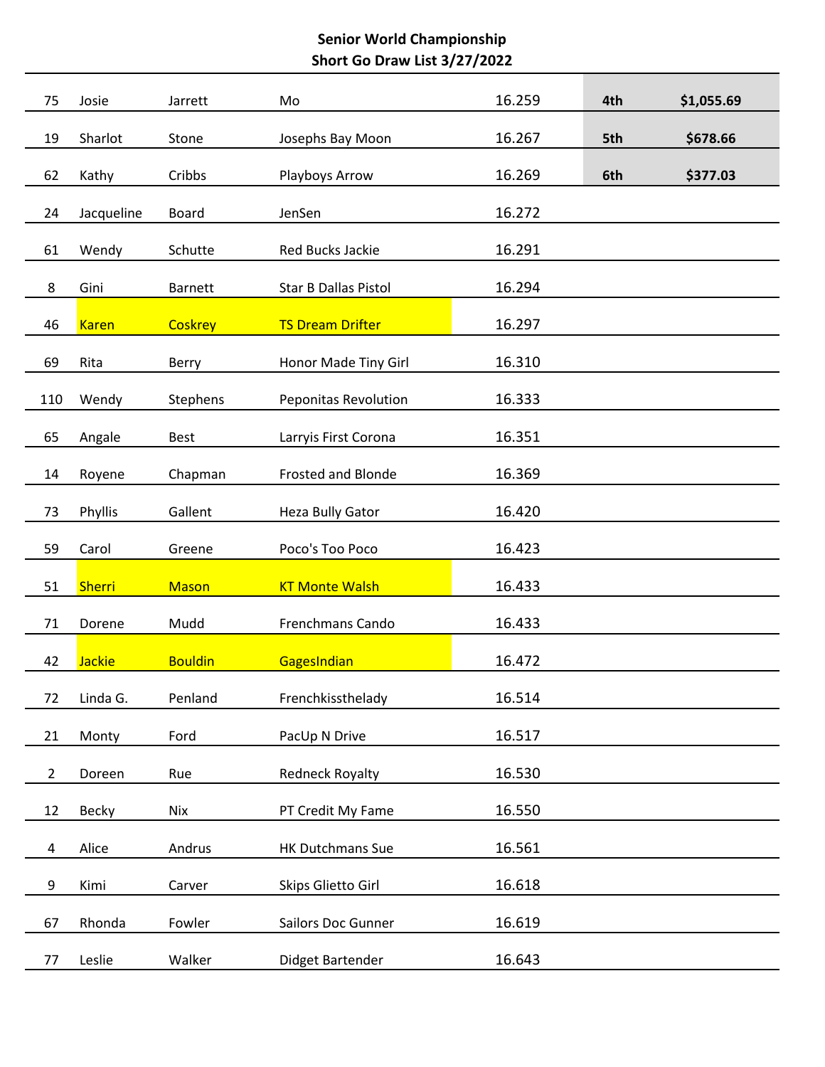**Senior World Championship**
**Short Go Draw List 3/27/2022**

| | | | | | | |
|---|---|---|---|---|---|---|
| 75 | Josie | Jarrett | Mo | 16.259 | **4th** | **$1,055.69** |
| 19 | Sharlot | Stone | Josephs Bay Moon | 16.267 | **5th** | **$678.66** |
| 62 | Kathy | Cribbs | Playboys Arrow | 16.269 | **6th** | **$377.03** |
| 24 | Jacqueline | Board | JenSen | 16.272 | | |
| 61 | Wendy | Schutte | Red Bucks Jackie | 16.291 | | |
| 8 | Gini | Barnett | Star B Dallas Pistol | 16.294 | | |
| 46 | Karen | Coskrey | TS Dream Drifter | 16.297 | | |
| 69 | Rita | Berry | Honor Made Tiny Girl | 16.310 | | |
| 110 | Wendy | Stephens | Peponitas Revolution | 16.333 | | |
| 65 | Angale | Best | Larryis First Corona | 16.351 | | |
| 14 | Royene | Chapman | Frosted and Blonde | 16.369 | | |
| 73 | Phyllis | Gallent | Heza Bully Gator | 16.420 | | |
| 59 | Carol | Greene | Poco's Too Poco | 16.423 | | |
| 51 | Sherri | Mason | KT Monte Walsh | 16.433 | | |
| 71 | Dorene | Mudd | Frenchmans Cando | 16.433 | | |
| 42 | Jackie | Bouldin | GagesIndian | 16.472 | | |
| 72 | Linda G. | Penland | Frenchkissthelady | 16.514 | | |
| 21 | Monty | Ford | PacUp N Drive | 16.517 | | |
| 2 | Doreen | Rue | Redneck Royalty | 16.530 | | |
| 12 | Becky | Nix | PT Credit My Fame | 16.550 | | |
| 4 | Alice | Andrus | HK Dutchmans Sue | 16.561 | | |
| 9 | Kimi | Carver | Skips Glietto Girl | 16.618 | | |
| 67 | Rhonda | Fowler | Sailors Doc Gunner | 16.619 | | |
| 77 | Leslie | Walker | Didget Bartender | 16.643 | | |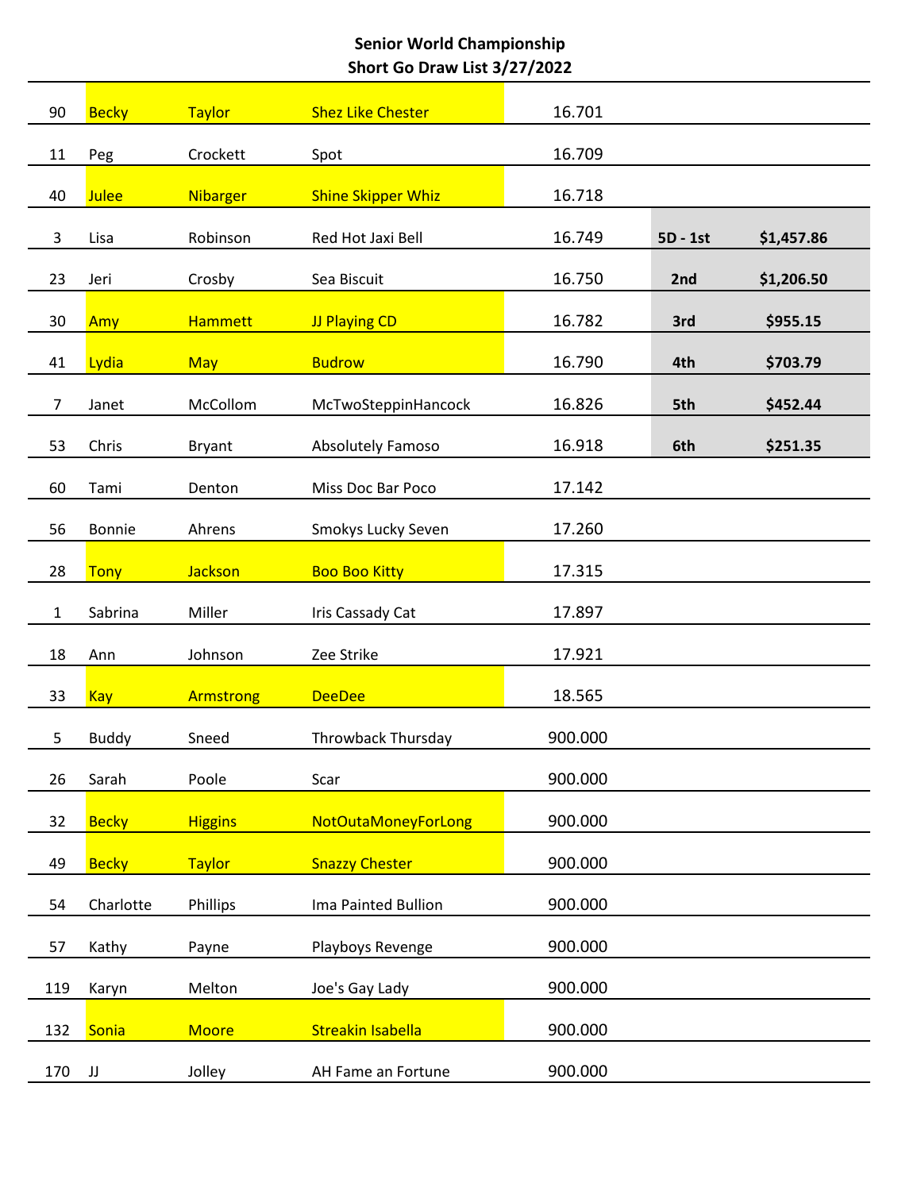**Senior World Championship**
**Short Go Draw List 3/27/2022**

| | | | | | | |
|---|---|---|---|---|---|---|
| 90 | Becky | Taylor | Shez Like Chester | 16.701 | | |
| 11 | Peg | Crockett | Spot | 16.709 | | |
| 40 | Julee | Nibarger | Shine Skipper Whiz | 16.718 | | |
| 3 | Lisa | Robinson | Red Hot Jaxi Bell | 16.749 | **5D - 1st** | **$1,457.86** |
| 23 | Jeri | Crosby | Sea Biscuit | 16.750 | **2nd** | **$1,206.50** |
| 30 | Amy | Hammett | JJ Playing CD | 16.782 | **3rd** | **$955.15** |
| 41 | Lydia | May | Budrow | 16.790 | **4th** | **$703.79** |
| 7 | Janet | McCollom | McTwoSteppinHancock | 16.826 | **5th** | **$452.44** |
| 53 | Chris | Bryant | Absolutely Famoso | 16.918 | **6th** | **$251.35** |
| 60 | Tami | Denton | Miss Doc Bar Poco | 17.142 | | |
| 56 | Bonnie | Ahrens | Smokys Lucky Seven | 17.260 | | |
| 28 | Tony | Jackson | Boo Boo Kitty | 17.315 | | |
| 1 | Sabrina | Miller | Iris Cassady Cat | 17.897 | | |
| 18 | Ann | Johnson | Zee Strike | 17.921 | | |
| 33 | Kay | Armstrong | DeeDee | 18.565 | | |
| 5 | Buddy | Sneed | Throwback Thursday | 900.000 | | |
| 26 | Sarah | Poole | Scar | 900.000 | | |
| 32 | Becky | Higgins | NotOutaMoneyForLong | 900.000 | | |
| 49 | Becky | Taylor | Snazzy Chester | 900.000 | | |
| 54 | Charlotte | Phillips | Ima Painted Bullion | 900.000 | | |
| 57 | Kathy | Payne | Playboys Revenge | 900.000 | | |
| 119 | Karyn | Melton | Joe's Gay Lady | 900.000 | | |
| 132 | Sonia | Moore | Streakin Isabella | 900.000 | | |
| 170 | JJ | Jolley | AH Fame an Fortune | 900.000 | | |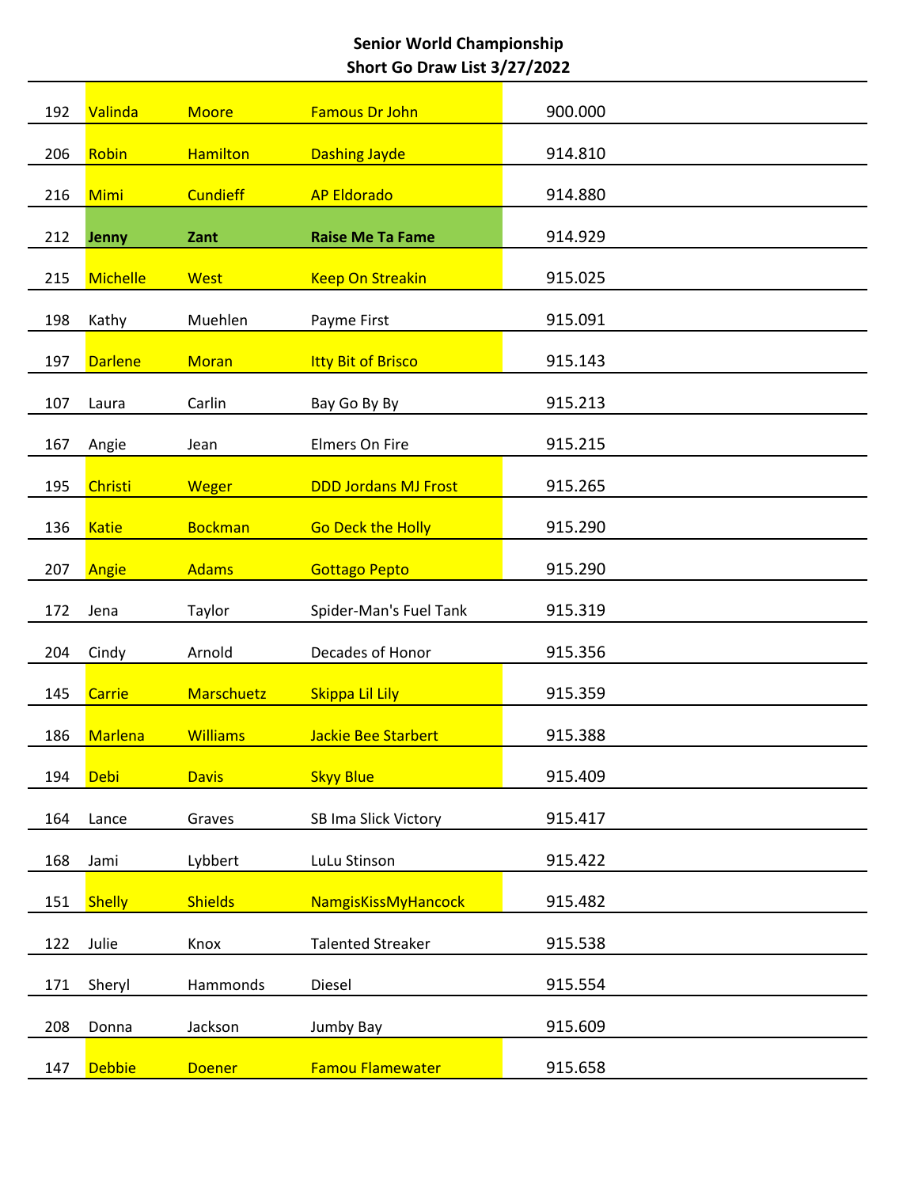**Senior World Championship**
**Short Go Draw List 3/27/2022**

| | | | | |
|---|---|---|---|---|
| 192 | Valinda | Moore | Famous Dr John | 900.000 |
| 206 | Robin | Hamilton | Dashing Jayde | 914.810 |
| 216 | Mimi | Cundieff | AP Eldorado | 914.880 |
| 212 | **Jenny** | **Zant** | **Raise Me Ta Fame** | 914.929 |
| 215 | Michelle | West | Keep On Streakin | 915.025 |
| 198 | Kathy | Muehlen | Payme First | 915.091 |
| 197 | Darlene | Moran | Itty Bit of Brisco | 915.143 |
| 107 | Laura | Carlin | Bay Go By By | 915.213 |
| 167 | Angie | Jean | Elmers On Fire | 915.215 |
| 195 | Christi | Weger | DDD Jordans MJ Frost | 915.265 |
| 136 | Katie | Bockman | Go Deck the Holly | 915.290 |
| 207 | Angie | Adams | Gottago Pepto | 915.290 |
| 172 | Jena | Taylor | Spider-Man's Fuel Tank | 915.319 |
| 204 | Cindy | Arnold | Decades of Honor | 915.356 |
| 145 | Carrie | Marschuetz | Skippa Lil Lily | 915.359 |
| 186 | Marlena | Williams | Jackie Bee Starbert | 915.388 |
| 194 | Debi | Davis | Skyy Blue | 915.409 |
| 164 | Lance | Graves | SB Ima Slick Victory | 915.417 |
| 168 | Jami | Lybbert | LuLu Stinson | 915.422 |
| 151 | Shelly | Shields | NamgisKissMyHancock | 915.482 |
| 122 | Julie | Knox | Talented Streaker | 915.538 |
| 171 | Sheryl | Hammonds | Diesel | 915.554 |
| 208 | Donna | Jackson | Jumby Bay | 915.609 |
| 147 | Debbie | Doener | Famou Flamewater | 915.658 |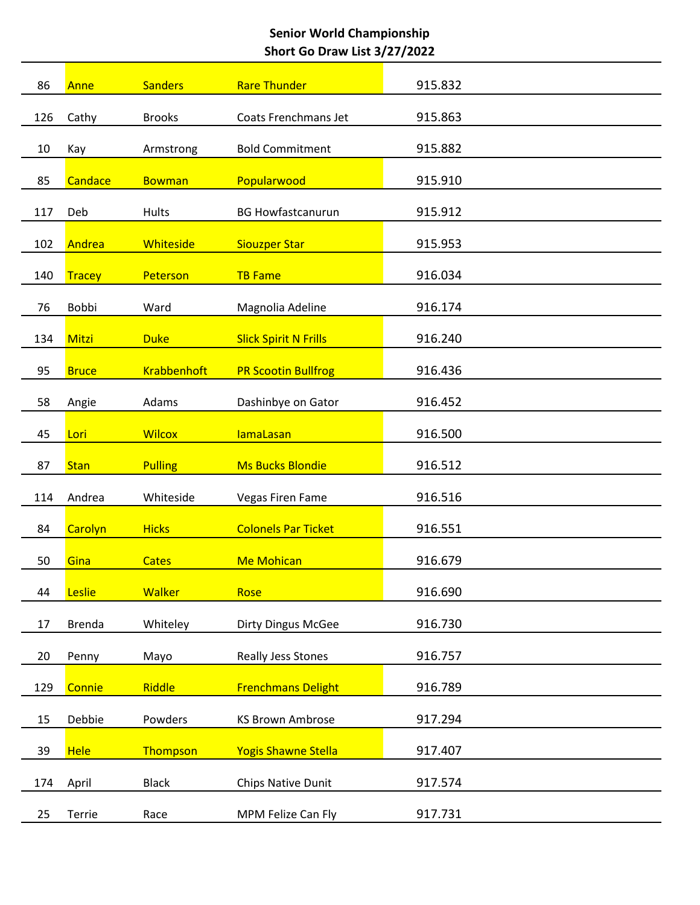# Senior World Championship
## Short Go Draw List 3/27/2022

| | | | | |
|---|---|---|---|---|
| 86 | Anne | Sanders | Rare Thunder | 915.832 |
| 126 | Cathy | Brooks | Coats Frenchmans Jet | 915.863 |
| 10 | Kay | Armstrong | Bold Commitment | 915.882 |
| 85 | Candace | Bowman | Popularwood | 915.910 |
| 117 | Deb | Hults | BG Howfastcanurun | 915.912 |
| 102 | Andrea | Whiteside | Siouzper Star | 915.953 |
| 140 | Tracey | Peterson | TB Fame | 916.034 |
| 76 | Bobbi | Ward | Magnolia Adeline | 916.174 |
| 134 | Mitzi | Duke | Slick Spirit N Frills | 916.240 |
| 95 | Bruce | Krabbenhoft | PR Scootin Bullfrog | 916.436 |
| 58 | Angie | Adams | Dashinbye on Gator | 916.452 |
| 45 | Lori | Wilcox | IamaLasan | 916.500 |
| 87 | Stan | Pulling | Ms Bucks Blondie | 916.512 |
| 114 | Andrea | Whiteside | Vegas Firen Fame | 916.516 |
| 84 | Carolyn | Hicks | Colonels Par Ticket | 916.551 |
| 50 | Gina | Cates | Me Mohican | 916.679 |
| 44 | Leslie | Walker | Rose | 916.690 |
| 17 | Brenda | Whiteley | Dirty Dingus McGee | 916.730 |
| 20 | Penny | Mayo | Really Jess Stones | 916.757 |
| 129 | Connie | Riddle | Frenchmans Delight | 916.789 |
| 15 | Debbie | Powders | KS Brown Ambrose | 917.294 |
| 39 | Hele | Thompson | Yogis Shawne Stella | 917.407 |
| 174 | April | Black | Chips Native Dunit | 917.574 |
| 25 | Terrie | Race | MPM Felize Can Fly | 917.731 |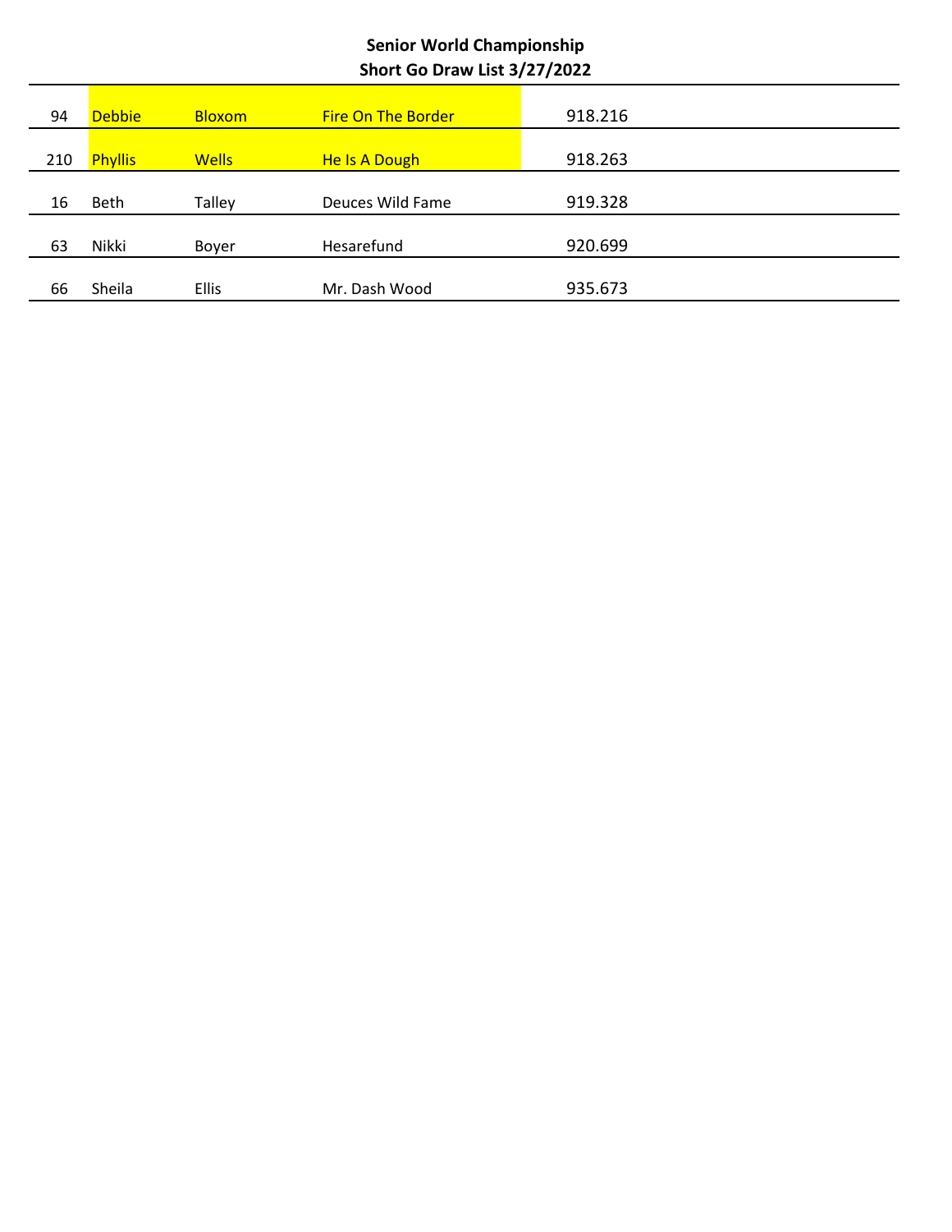**Senior World Championship**

**Short Go Draw List 3/27/2022**

| | | | | |
|---|---|---|---|---|
| 94 | Debbie | Bloxom | Fire On The Border | 918.216 |
| 210 | Phyllis | Wells | He Is A Dough | 918.263 |
| 16 | Beth | Talley | Deuces Wild Fame | 919.328 |
| 63 | Nikki | Boyer | Hesarefund | 920.699 |
| 66 | Sheila | Ellis | Mr. Dash Wood | 935.673 |